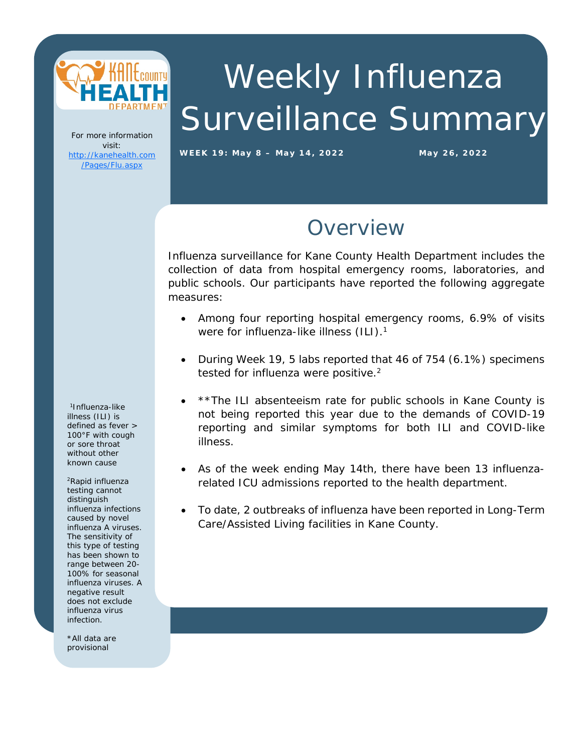# Weekly Influenza Surveillance Summary

**WEEK 19: May 8 – May 14, 2022**

**May 26, 2022**

For more information visit: [http://kanehealth.com/Pages/Flu.aspx](http://kanehealth.com/Pages/Flu.aspx)

## Overview

Influenza surveillance for Kane County Health Department includes the collection of data from hospital emergency rooms, laboratories, and public schools. Our participants have reported the following aggregate measures:

- Among four reporting hospital emergency rooms, 6.9% of visits were for influenza-like illness (ILI).[1]

- During Week 19, 5 labs reported that 46 of 754 (6.1%) specimens tested for influenza were positive.[2]

- **The ILI absenteeism rate for public schools in Kane County is not being reported this year due to the demands of COVID-19 reporting and similar symptoms for both ILI and COVID-like illness.

- As of the week ending May 14th, there have been 13 influenza-related ICU admissions reported to the health department.

- To date, 2 outbreaks of influenza have been reported in Long-Term Care/Assisted Living facilities in Kane County.

[1]Influenza-like illness (ILI) is defined as fever > 100°F with cough or sore throat without other known cause

[2]Rapid influenza testing cannot distinguish influenza infections caused by novel influenza A viruses. The sensitivity of this type of testing has been shown to range between 20-100% for seasonal influenza viruses. A negative result does not exclude influenza virus infection.

*All data are provisional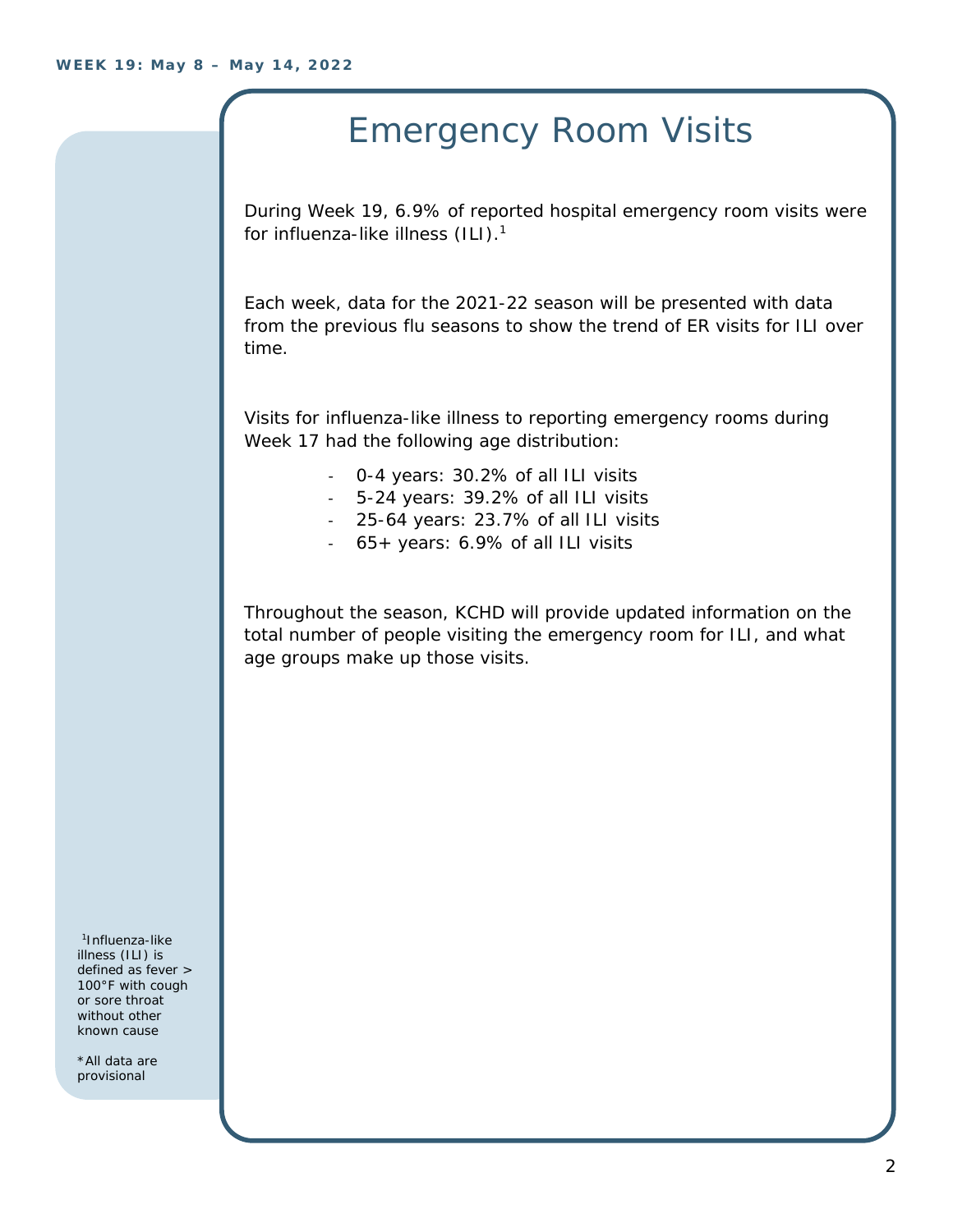# Emergency Room Visits

During Week 19, 6.9% of reported hospital emergency room visits were for influenza-like illness (ILI).[1]

Each week, data for the 2021-22 season will be presented with data from the previous flu seasons to show the trend of ER visits for ILI over time.

Visits for influenza-like illness to reporting emergency rooms during Week 17 had the following age distribution:

- 0-4 years: 30.2% of all ILI visits
- 5-24 years: 39.2% of all ILI visits
- 25-64 years: 23.7% of all ILI visits
- 65+ years: 6.9% of all ILI visits

Throughout the season, KCHD will provide updated information on the total number of people visiting the emergency room for ILI, and what age groups make up those visits.

[1]Influenza-like illness (ILI) is defined as fever > 100°F with cough or sore throat without other known cause

*All data are provisional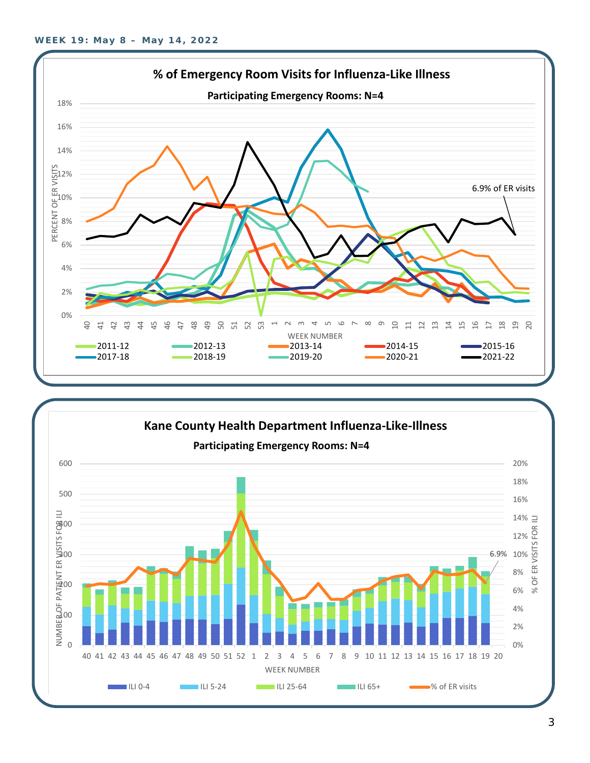**WEEK 19: May 8 – May 14, 2022**

## % of Emergency Room Visits for Influenza-Like Illness

**Participating Emergency Rooms: N=4**

PERCENT OF ER VISITS: 0%, 2%, 4%, 6%, 8%, 10%, 12%, 14%, 16%, 18%

WEEK NUMBER: 40, 41, 42, 43, 44, 45, 46, 47, 48, 49, 50, 51, 52, 53, 1, 2, 3, 4, 5, 6, 7, 8, 9, 10, 11, 12, 13, 14, 15, 16, 17, 18, 19, 20

6.9% of ER visits

Legend: 2011-12, 2012-13, 2013-14, 2014-15, 2015-16, 2017-18, 2018-19, 2019-20, 2020-21, 2021-22

## Kane County Health Department Influenza-Like-Illness

**Participating Emergency Rooms: N=4**

NUMBER OF PATIENT ER VISITS FOR ILI: 0, 100, 200, 300, 400, 500, 600

% OF ER VISITS FOR ILI: 0%, 2%, 4%, 6%, 8%, 10%, 12%, 14%, 16%, 18%, 20%

WEEK NUMBER: 40, 41, 42, 43, 44, 45, 46, 47, 48, 49, 50, 51, 52, 1, 2, 3, 4, 5, 6, 7, 8, 9, 10, 11, 12, 13, 14, 15, 16, 17, 18, 19, 20

6.9%

Legend: ILI 0-4, ILI 5-24, ILI 25-64, ILI 65+, % of ER visits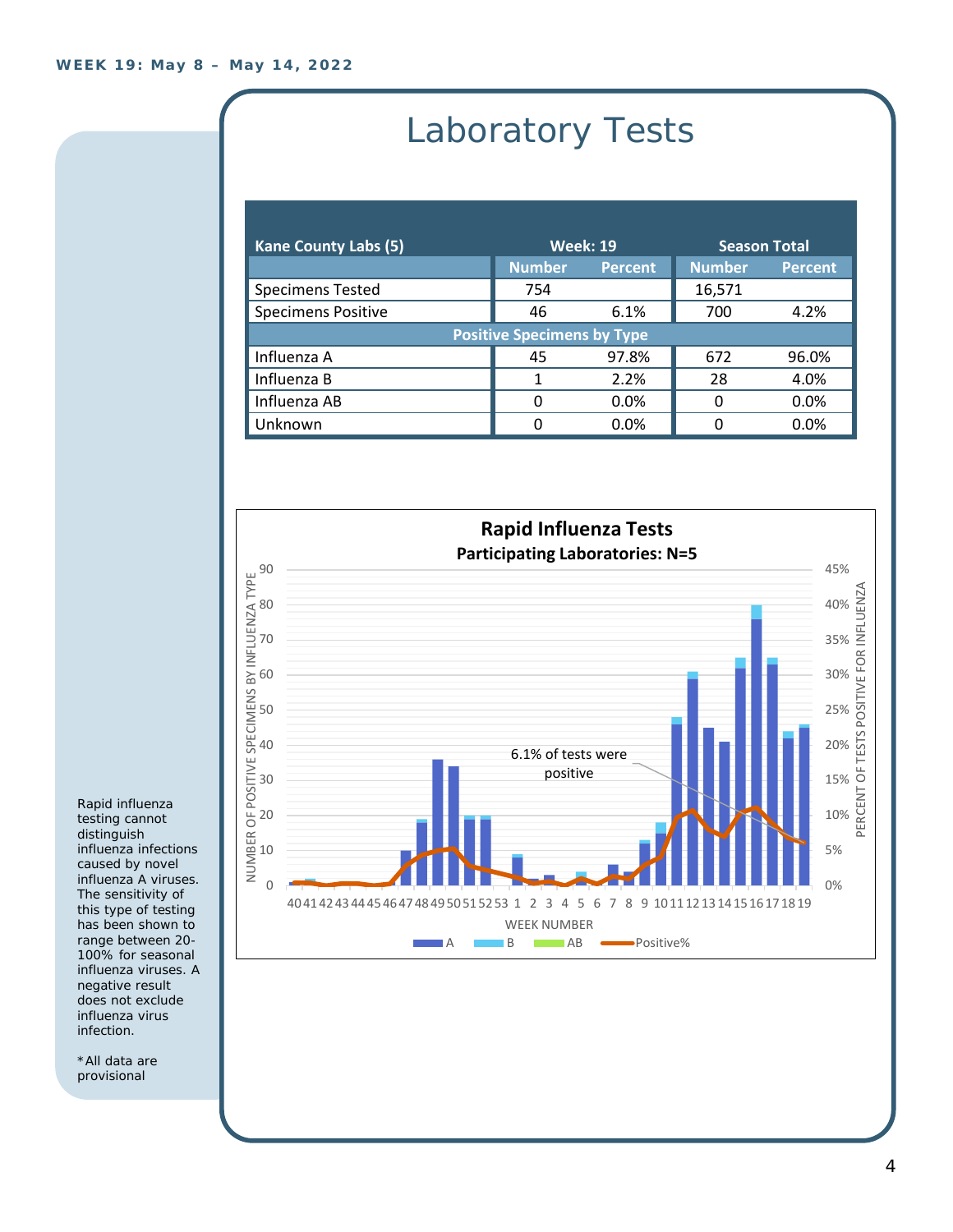**WEEK 19: May 8 – May 14, 2022**

# Laboratory Tests

| Kane County Labs (5) | Week: 19 | | Season Total | |
|---|---|---|---|---|
| | Number | Percent | Number | Percent |
| Specimens Tested | 754 | | 16,571 | |
| Specimens Positive | 46 | 6.1% | 700 | 4.2% |
| **Positive Specimens by Type** | | | | |
| Influenza A | 45 | 97.8% | 672 | 96.0% |
| Influenza B | 1 | 2.2% | 28 | 4.0% |
| Influenza AB | 0 | 0.0% | 0 | 0.0% |
| Unknown | 0 | 0.0% | 0 | 0.0% |

**Rapid Influenza Tests**

**Participating Laboratories: N=5**

6.1% of tests were positive

Y-axis (left): NUMBER OF POSITIVE SPECIMENS BY INFLUENZA TYPE (0–90)
Y-axis (right): PERCENT OF TESTS POSITIVE FOR INFLUENZA (0%–45%)
X-axis: WEEK NUMBER (40, 41, 42, 43, 44, 45, 46, 47, 48, 49, 50, 51, 52, 53, 1, 2, 3, 4, 5, 6, 7, 8, 9, 10, 11, 12, 13, 14, 15, 16, 17, 18, 19)
Legend: A, B, AB, Positive%

Rapid influenza testing cannot distinguish influenza infections caused by novel influenza A viruses. The sensitivity of this type of testing has been shown to range between 20-100% for seasonal influenza viruses. A negative result does not exclude influenza virus infection.

*All data are provisional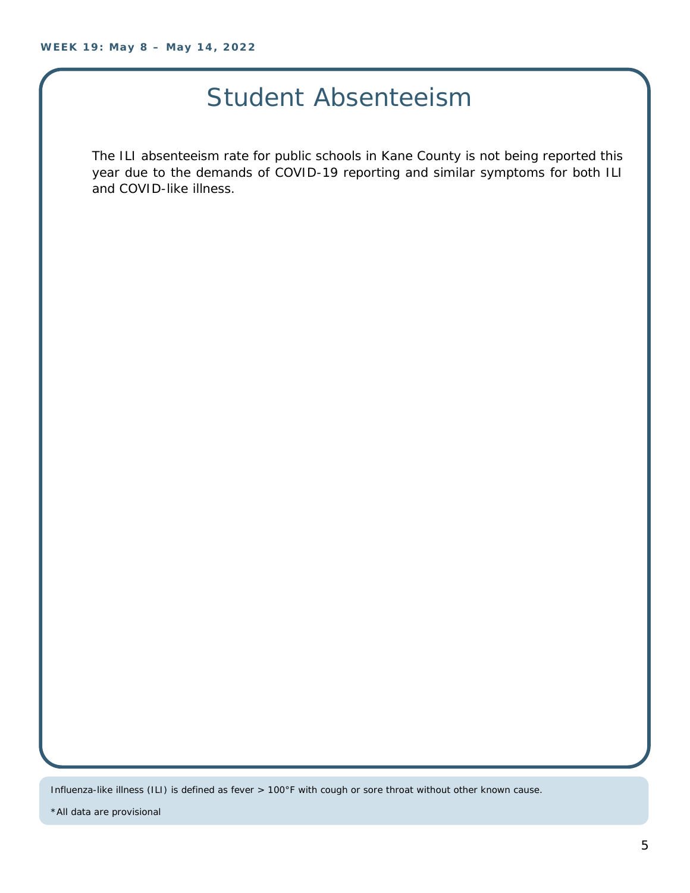# Student Absenteeism

The ILI absenteeism rate for public schools in Kane County is not being reported this year due to the demands of COVID-19 reporting and similar symptoms for both ILI and COVID-like illness.

Influenza-like illness (ILI) is defined as fever > 100°F with cough or sore throat without other known cause.

*All data are provisional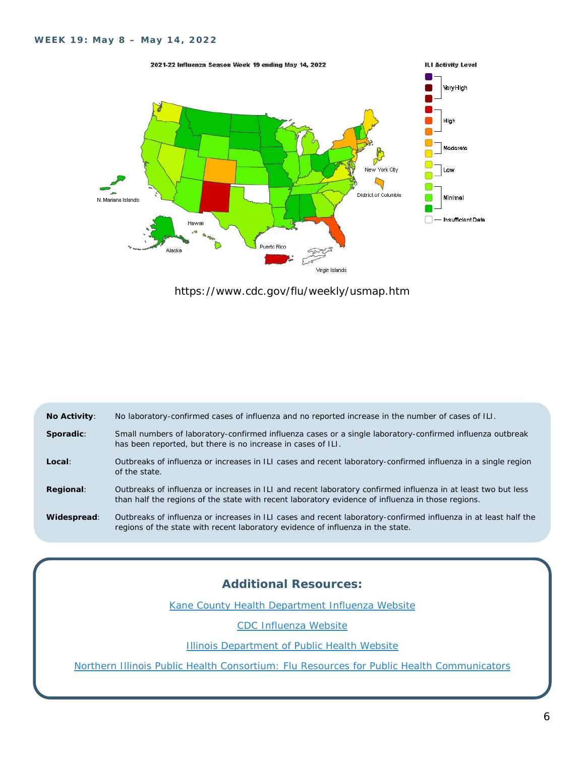**WEEK 19: May 8 – May 14, 2022**

2021-22 Influenza Season Week 19 ending May 14, 2022

ILI Activity Level

Very High

High

Moderate

Low

Minimal

Insufficient Data

N. Mariana Islands

New York City

District of Columbia

Hawaii

Alaska

Puerto Rico

Virgin Islands

https://www.cdc.gov/flu/weekly/usmap.htm

| | |
|---|---|
| **No Activity**: | No laboratory-confirmed cases of influenza and no reported increase in the number of cases of ILI. |
| **Sporadic**: | Small numbers of laboratory-confirmed influenza cases or a single laboratory-confirmed influenza outbreak has been reported, but there is no increase in cases of ILI. |
| **Local**: | Outbreaks of influenza or increases in ILI cases and recent laboratory-confirmed influenza in a single region of the state. |
| **Regional**: | Outbreaks of influenza or increases in ILI and recent laboratory confirmed influenza in at least two but less than half the regions of the state with recent laboratory evidence of influenza in those regions. |
| **Widespread**: | Outbreaks of influenza or increases in ILI cases and recent laboratory-confirmed influenza in at least half the regions of the state with recent laboratory evidence of influenza in the state. |

## Additional Resources:

Kane County Health Department Influenza Website

CDC Influenza Website

Illinois Department of Public Health Website

Northern Illinois Public Health Consortium: Flu Resources for Public Health Communicators